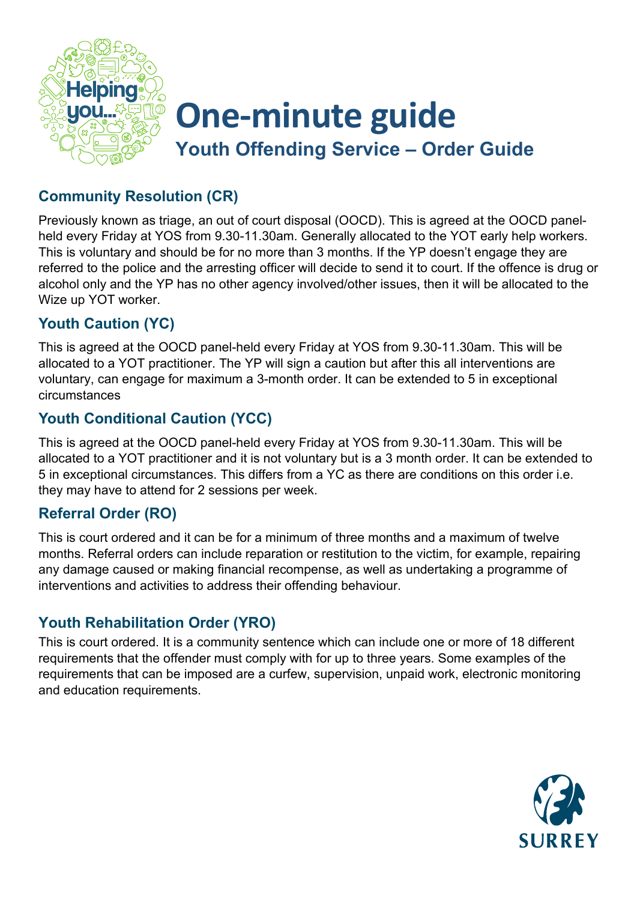# One-minute guide

## Youth Offending Service – Order Guide

### Community Resolution (CR)

Previously known as triage, an out of court disposal (OOCD). This is agreed at the OOCD panel-held every Friday at YOS from 9.30-11.30am. Generally allocated to the YOT early help workers. This is voluntary and should be for no more than 3 months. If the YP doesn't engage they are referred to the police and the arresting officer will decide to send it to court. If the offence is drug or alcohol only and the YP has no other agency involved/other issues, then it will be allocated to the Wize up YOT worker.

### Youth Caution (YC)

This is agreed at the OOCD panel-held every Friday at YOS from 9.30-11.30am. This will be allocated to a YOT practitioner. The YP will sign a caution but after this all interventions are voluntary, can engage for maximum a 3-month order. It can be extended to 5 in exceptional circumstances

### Youth Conditional Caution (YCC)

This is agreed at the OOCD panel-held every Friday at YOS from 9.30-11.30am. This will be allocated to a YOT practitioner and it is not voluntary but is a 3 month order. It can be extended to 5 in exceptional circumstances. This differs from a YC as there are conditions on this order i.e. they may have to attend for 2 sessions per week.

### Referral Order (RO)

This is court ordered and it can be for a minimum of three months and a maximum of twelve months. Referral orders can include reparation or restitution to the victim, for example, repairing any damage caused or making financial recompense, as well as undertaking a programme of interventions and activities to address their offending behaviour.

### Youth Rehabilitation Order (YRO)

This is court ordered. It is a community sentence which can include one or more of 18 different requirements that the offender must comply with for up to three years. Some examples of the requirements that can be imposed are a curfew, supervision, unpaid work, electronic monitoring and education requirements.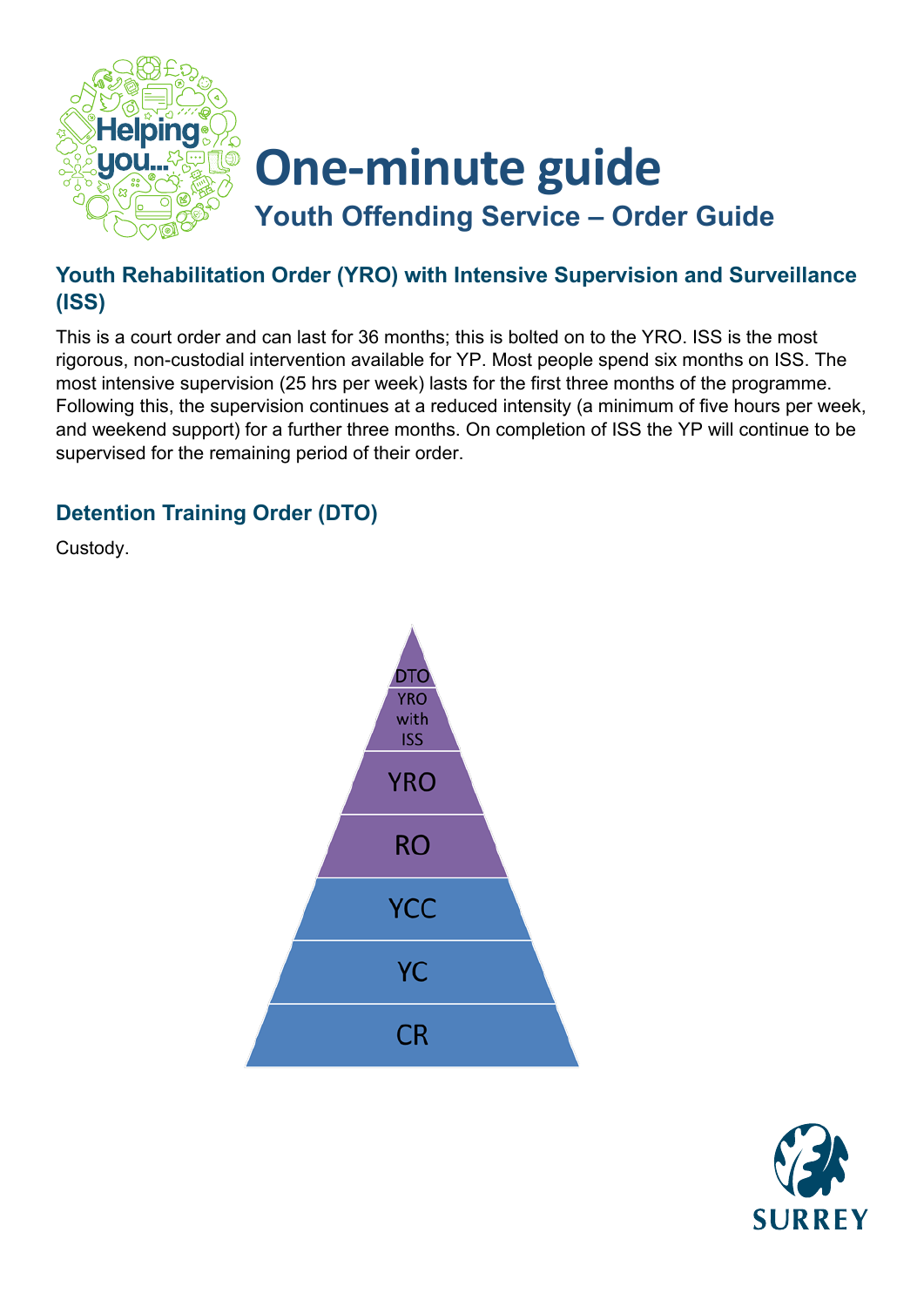# One-minute guide

## Youth Offending Service – Order Guide

### Youth Rehabilitation Order (YRO) with Intensive Supervision and Surveillance (ISS)

This is a court order and can last for 36 months; this is bolted on to the YRO. ISS is the most rigorous, non-custodial intervention available for YP. Most people spend six months on ISS. The most intensive supervision (25 hrs per week) lasts for the first three months of the programme. Following this, the supervision continues at a reduced intensity (a minimum of five hours per week, and weekend support) for a further three months. On completion of ISS the YP will continue to be supervised for the remaining period of their order.

### Detention Training Order (DTO)

Custody.

DTO

YRO with ISS

YRO

RO

YCC

YC

CR